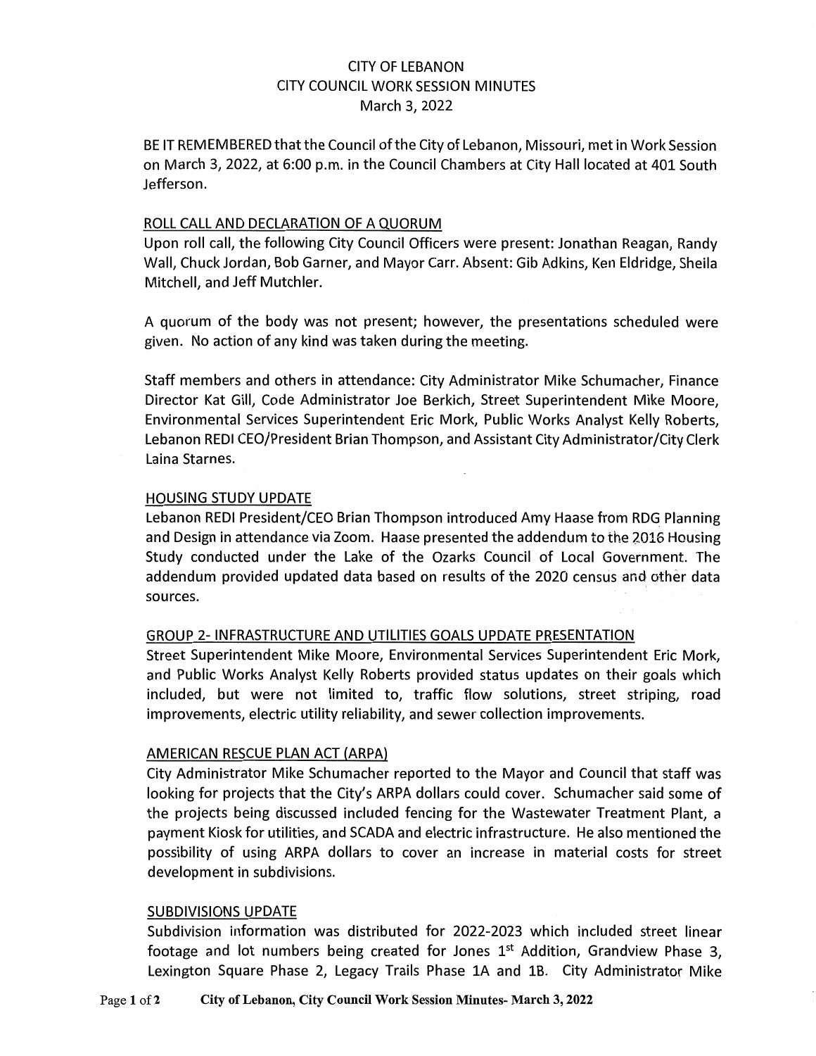# CITY OF LEBANON
# CITY COUNCIL WORK SESSION MINUTES
# March 3, 2022

BE IT REMEMBERED that the Council of the City of Lebanon, Missouri, met in Work Session on March 3, 2022, at 6:00 p.m. in the Council Chambers at City Hall located at 401 South Jefferson.

## ROLL CALL AND DECLARATION OF A QUORUM

Upon roll call, the following City Council Officers were present: Jonathan Reagan, Randy Wall, Chuck Jordan, Bob Garner, and Mayor Carr. Absent: Gib Adkins, Ken Eldridge, Sheila Mitchell, and Jeff Mutchler.

A quorum of the body was not present; however, the presentations scheduled were given. No action of any kind was taken during the meeting.

Staff members and others in attendance: City Administrator Mike Schumacher, Finance Director Kat Gill, Code Administrator Joe Berkich, Street Superintendent Mike Moore, Environmental Services Superintendent Eric Mork, Public Works Analyst Kelly Roberts, Lebanon REDI CEO/President Brian Thompson, and Assistant City Administrator/City Clerk Laina Starnes.

## HOUSING STUDY UPDATE

Lebanon REDI President/CEO Brian Thompson introduced Amy Haase from RDG Planning and Design in attendance via Zoom. Haase presented the addendum to the 2016 Housing Study conducted under the Lake of the Ozarks Council of Local Government. The addendum provided updated data based on results of the 2020 census and other data sources.

## GROUP 2- INFRASTRUCTURE AND UTILITIES GOALS UPDATE PRESENTATION

Street Superintendent Mike Moore, Environmental Services Superintendent Eric Mork, and Public Works Analyst Kelly Roberts provided status updates on their goals which included, but were not limited to, traffic flow solutions, street striping, road improvements, electric utility reliability, and sewer collection improvements.

## AMERICAN RESCUE PLAN ACT (ARPA)

City Administrator Mike Schumacher reported to the Mayor and Council that staff was looking for projects that the City's ARPA dollars could cover. Schumacher said some of the projects being discussed included fencing for the Wastewater Treatment Plant, a payment Kiosk for utilities, and SCADA and electric infrastructure. He also mentioned the possibility of using ARPA dollars to cover an increase in material costs for street development in subdivisions.

## SUBDIVISIONS UPDATE

Subdivision information was distributed for 2022-2023 which included street linear footage and lot numbers being created for Jones 1st Addition, Grandview Phase 3, Lexington Square Phase 2, Legacy Trails Phase 1A and 1B. City Administrator Mike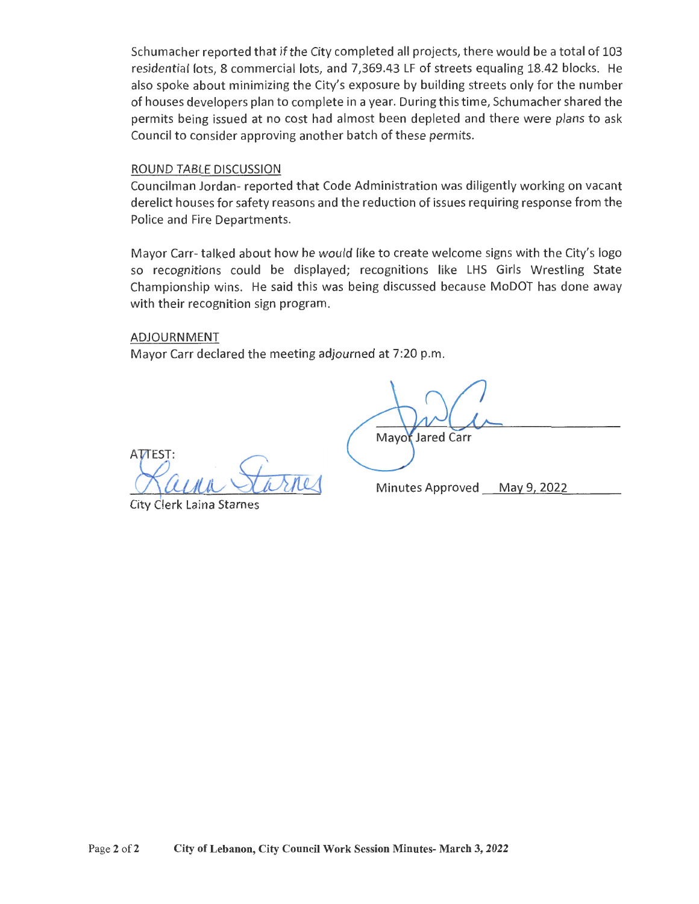Schumacher reported that if the City completed all projects, there would be a total of 103 residential lots, 8 commercial lots, and 7,369.43 LF of streets equaling 18.42 blocks. He also spoke about minimizing the City's exposure by building streets only for the number of houses developers plan to complete in a year. During this time, Schumacher shared the permits being issued at no cost had almost been depleted and there were plans to ask Council to consider approving another batch of these permits.

ROUND TABLE DISCUSSION

Councilman Jordan- reported that Code Administration was diligently working on vacant derelict houses for safety reasons and the reduction of issues requiring response from the Police and Fire Departments.

Mayor Carr- talked about how he would like to create welcome signs with the City's logo so recognitions could be displayed; recognitions like LHS Girls Wrestling State Championship wins. He said this was being discussed because MoDOT has done away with their recognition sign program.

ADJOURNMENT

Mayor Carr declared the meeting adjourned at 7:20 p.m.

Mayor Jared Carr

ATTEST:

City Clerk Laina Starnes

Minutes Approved May 9, 2022